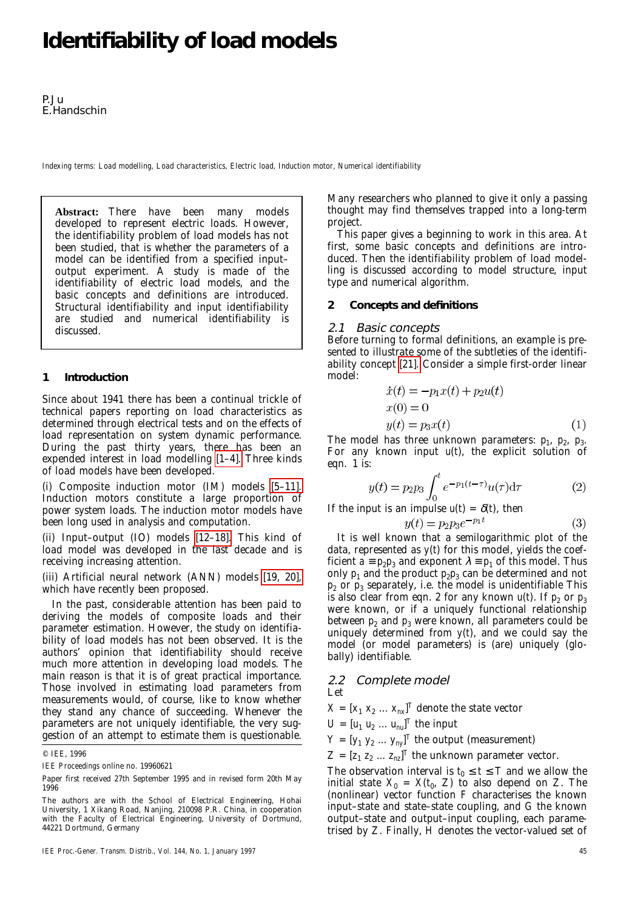# Identifiability of load models

P. Ju
E. Handschin

*Indexing terms: Load modelling, Load characteristics, Electric load, Induction motor, Numerical identifiability*

**Abstract:** There have been many models developed to represent electric loads. However, the identifiability problem of load models has not been studied, that is whether the parameters of a model can be identified from a specified input–output experiment. A study is made of the identifiability of electric load models, and the basic concepts and definitions are introduced. Structural identifiability and input identifiability are studied and numerical identifiability is discussed.

## 1 Introduction

Since about 1941 there has been a continual trickle of technical papers reporting on load characteristics as determined through electrical tests and on the effects of load representation on system dynamic performance. During the past thirty years, there has been an expended interest in load modelling [1–4]. Three kinds of load models have been developed.

(i) Composite induction motor (IM) models [5–11]. Induction motors constitute a large proportion of power system loads. The induction motor models have been long used in analysis and computation.

(ii) Input–output (IO) models [12–18]. This kind of load model was developed in the last decade and is receiving increasing attention.

(iii) Artificial neural network (ANN) models [19, 20], which have recently been proposed.

In the past, considerable attention has been paid to deriving the models of composite loads and their parameter estimation. However, the study on identifiability of load models has not been observed. It is the authors' opinion that identifiability should receive much more attention in developing load models. The main reason is that it is of great practical importance. Those involved in estimating load parameters from measurements would, of course, like to know whether they stand any chance of succeeding. Whenever the parameters are not uniquely identifiable, the very suggestion of an attempt to estimate them is questionable. Many researchers who planned to give it only a passing thought may find themselves trapped into a long-term project.

This paper gives a beginning to work in this area. At first, some basic concepts and definitions are introduced. Then the identifiability problem of load modelling is discussed according to model structure, input type and numerical algorithm.

© IEE, 1996

IEE Proceedings online no. 19960621

Paper first received 27th September 1995 and in revised form 20th May 1996

The authors are with the School of Electrical Engineering, Hohai University, 1 Xikang Road, Nanjing, 210098 P.R. China, in cooperation with the Faculty of Electrical Engineering, University of Dortmund, 44221 Dortmund, Germany

## 2 Concepts and definitions

### 2.1 Basic concepts

Before turning to formal definitions, an example is presented to illustrate some of the subtleties of the identifiability concept [21]. Consider a simple first-order linear model:

$$\begin{aligned} \dot{x}(t) &= -p_1 x(t) + p_2 u(t) \\ x(0) &= 0 \\ y(t) &= p_3 x(t) \end{aligned} \tag{1}$$

The model has three unknown parameters: $p_1$, $p_2$, $p_3$. For any known input $u(t)$, the explicit solution of eqn. 1 is:

$$y(t) = p_2 p_3 \int_0^t e^{-p_1(t-\tau)} u(\tau) \mathrm{d}\tau \tag{2}$$

If the input is an impulse $u(t) = \delta(t)$, then

$$y(t) = p_2 p_3 e^{-p_1 t} \tag{3}$$

It is well known that a semilogarithmic plot of the data, represented as $y(t)$ for this model, yields the coefficient $a \equiv p_2 p_3$ and exponent $\lambda \equiv p_1$ of this model. Thus only $p_1$ and the product $p_2 p_3$ can be determined and not $p_2$ or $p_3$ separately, i.e. the model is unidentifiable This is also clear from eqn. 2 for any known $u(t)$. If $p_2$ or $p_3$ were known, or if a uniquely functional relationship between $p_2$ and $p_3$ were known, all parameters could be uniquely determined from $y(t)$, and we could say the model (or model parameters) is (are) uniquely (globally) identifiable.

### 2.2 Complete model

Let

$X = [x_1\ x_2\ \dots\ x_{nx}]^T$ denote the state vector

$U = [u_1\ u_2\ \dots\ u_{nu}]^T$ the input

$Y = [y_1\ y_2\ \dots\ y_{ny}]^T$ the output (measurement)

$Z = [z_1\ z_2\ \dots\ z_{nz}]^T$ the unknown parameter vector.

The observation interval is $t_0 \le t \le T$ and we allow the initial state $X_0 = X(t_0, Z)$ to also depend on $Z$. The (nonlinear) vector function $F$ characterises the known input–state and state–state coupling, and $G$ the known output–state and output–input coupling, each parametrised by $Z$. Finally, $H$ denotes the vector-valued set of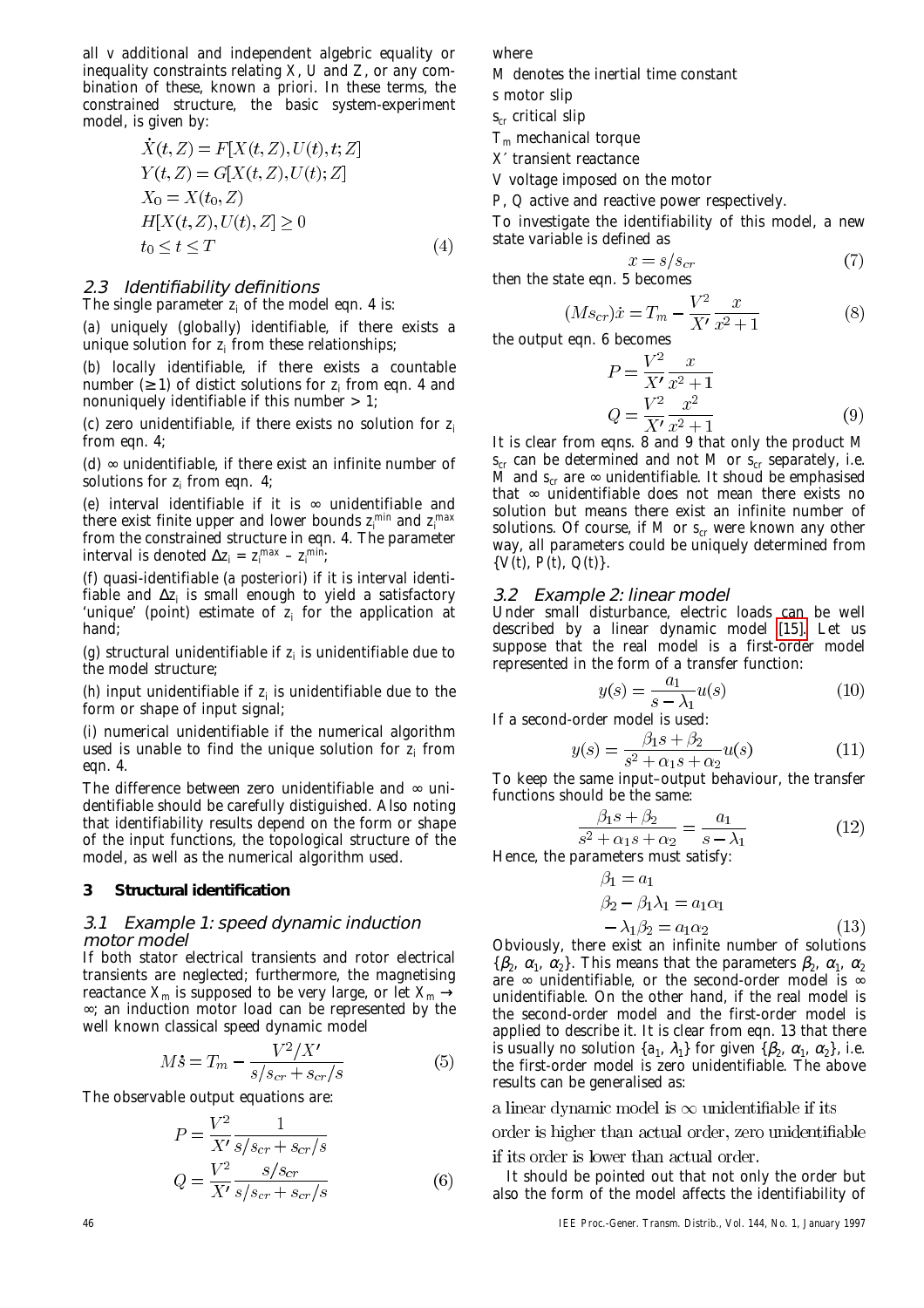all $v$ additional and independent algebric equality or inequality constraints relating $X$, $U$ and $Z$, or any combination of these, known a priori. In these terms, the constrained structure, the basic system-experiment model, is given by:

$$
\begin{aligned}
\dot{X}(t,Z) &= F[X(t,Z),U(t),t;Z] \\
Y(t,Z) &= G[X(t,Z),U(t);Z] \\
X_0 &= X(t_0,Z) \\
H[X(t,Z)&,U(t),Z] \geq 0 \\
t_0 &\leq t \leq T
\end{aligned}
\tag{4}
$$

### 2.3 Identifiability definitions

The single parameter $z_i$ of the model eqn. 4 is:

(a) uniquely (globally) identifiable, if there exists a unique solution for $z_i$ from these relationships;

(b) locally identifiable, if there exists a countable number ($\geq 1$) of distict solutions for $z_i$ from eqn. 4 and nonuniquely identifiable if this number $> 1$;

(c) zero unidentifiable, if there exists no solution for $z_i$ from eqn. 4;

(d) $\infty$ unidentifiable, if there exist an infinite number of solutions for $z_i$ from eqn. 4;

(e) interval identifiable if it is $\infty$ unidentifiable and there exist finite upper and lower bounds $z_i^{min}$ and $z_i^{max}$ from the constrained structure in eqn. 4. The parameter interval is denoted $\Delta z_i = z_i^{max} - z_i^{min}$;

(f) quasi-identifiable (a posteriori) if it is interval identifiable and $\Delta z_i$ is small enough to yield a satisfactory 'unique' (point) estimate of $z_i$ for the application at hand;

(g) structural unidentifiable if $z_i$ is unidentifiable due to the model structure;

(h) input unidentifiable if $z_i$ is unidentifiable due to the form or shape of input signal;

(i) numerical unidentifiable if the numerical algorithm used is unable to find the unique solution for $z_i$ from eqn. 4.

The difference between zero unidentifiable and $\infty$ unidentifiable should be carefully distiguished. Also noting that identifiability results depend on the form or shape of the input functions, the topological structure of the model, as well as the numerical algorithm used.

## 3 Structural identification

### 3.1 Example 1: speed dynamic induction motor model

If both stator electrical transients and rotor electrical transients are neglected; furthermore, the magnetising reactance $X_m$ is supposed to be very large, or let $X_m \to \infty$; an induction motor load can be represented by the well known classical speed dynamic model

$$
M\dot{s} = T_m - \frac{V^2/X'}{s/s_{cr} + s_{cr}/s} \tag{5}
$$

The observable output equations are:

$$
\begin{aligned}
P &= \frac{V^2}{X'} \frac{1}{s/s_{cr} + s_{cr}/s} \\
Q &= \frac{V^2}{X'} \frac{s/s_{cr}}{s/s_{cr} + s_{cr}/s}
\end{aligned}
\tag{6}
$$

where

$M$ denotes the inertial time constant

$s$ motor slip

$s_{cr}$ critical slip

$T_m$ mechanical torque

$X'$ transient reactance

$V$ voltage imposed on the motor

$P$, $Q$ active and reactive power respectively.

To investigate the identifiability of this model, a new state variable is defined as

$$
x = s/s_{cr} \tag{7}
$$

then the state eqn. 5 becomes

$$
(Ms_{cr})\dot{x} = T_m - \frac{V^2}{X'} \frac{x}{x^2+1} \tag{8}
$$

the output eqn. 6 becomes

$$
\begin{aligned}
P &= \frac{V^2}{X'} \frac{x}{x^2+1} \\
Q &= \frac{V^2}{X'} \frac{x^2}{x^2+1}
\end{aligned}
\tag{9}
$$

It is clear from eqns. 8 and 9 that only the product $M s_{cr}$ can be determined and not $M$ or $s_{cr}$ separately, i.e. $M$ and $s_{cr}$ are $\infty$ unidentifiable. It shoud be emphasised that $\infty$ unidentifiable does not mean there exists no solution but means there exist an infinite number of solutions. Of course, if $M$ or $s_{cr}$ were known any other way, all parameters could be uniquely determined from $\{V(t), P(t), Q(t)\}$.

### 3.2 Example 2: linear model

Under small disturbance, electric loads can be well described by a linear dynamic model [15]. Let us suppose that the real model is a first-order model represented in the form of a transfer function:

$$
y(s) = \frac{a_1}{s - \lambda_1} u(s) \tag{10}
$$

If a second-order model is used:

$$
y(s) = \frac{\beta_1 s + \beta_2}{s^2 + \alpha_1 s + \alpha_2} u(s) \tag{11}
$$

To keep the same input–output behaviour, the transfer functions should be the same:

$$
\frac{\beta_1 s + \beta_2}{s^2 + \alpha_1 s + \alpha_2} = \frac{a_1}{s - \lambda_1} \tag{12}
$$

Hence, the parameters must satisfy:

$$
\begin{aligned}
\beta_1 &= a_1 \\
\beta_2 - \beta_1 \lambda_1 &= a_1 \alpha_1 \\
-\lambda_1 \beta_2 &= a_1 \alpha_2
\end{aligned}
\tag{13}
$$

Obviously, there exist an infinite number of solutions $\{\beta_2, \alpha_1, \alpha_2\}$. This means that the parameters $\beta_2$, $\alpha_1$, $\alpha_2$ are $\infty$ unidentifiable, or the second-order model is $\infty$ unidentifiable. On the other hand, if the real model is the second-order model and the first-order model is applied to describe it. It is clear from eqn. 13 that there is usually no solution $\{a_1, \lambda_1\}$ for given $\{\beta_2, \alpha_1, \alpha_2\}$, i.e. the first-order model is zero unidentifiable. The above results can be generalised as:

a linear dynamic model is $\infty$ unidentifiable if its order is higher than actual order, zero unidentifiable if its order is lower than actual order.

It should be pointed out that not only the order but also the form of the model affects the identifiability of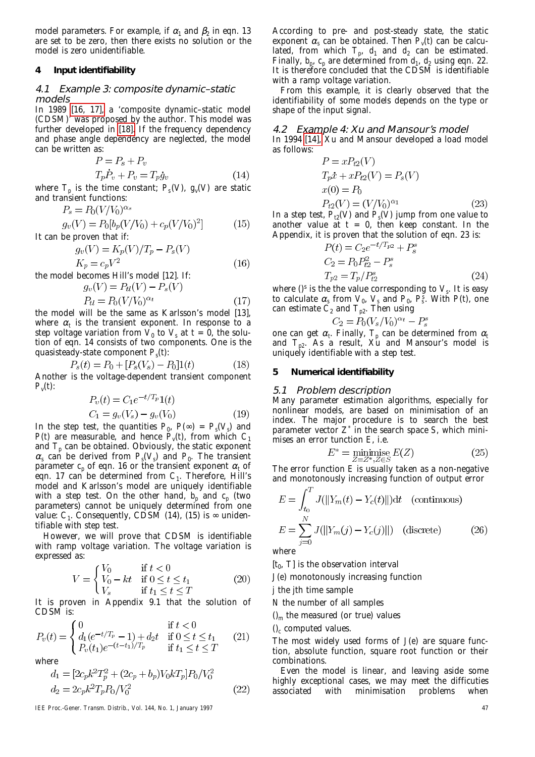model parameters. For example, if $\alpha_1$ and $\beta_2$ in eqn. 13 are set to be zero, then there exists no solution or the model is zero unidentifiable.

## 4 Input identifiability

### 4.1 Example 3: composite dynamic–static models

In 1989 [16, 17], a 'composite dynamic–static model (CDSM)' was proposed by the author. This model was further developed in [18]. If the frequency dependency and phase angle dependency are neglected, the model can be written as:

$$P = P_s + P_v$$
$$T_p \dot{P}_v + P_v = T_p \dot{g}_v \tag{14}$$

where $T_p$ is the time constant; $P_s(V)$, $g_v(V)$ are static and transient functions:

$$P_s = P_0 (V/V_0)^{\alpha_s}$$
$$g_v(V) = P_0 [b_p (V/V_0) + c_p (V/V_0)^2] \tag{15}$$

It can be proven that if:

$$g_v(V) = K_p(V)/T_p - P_s(V)$$
$$K_p = c_p V^2 \tag{16}$$

the model becomes Hill's model [12]. If:

$$g_v(V) = P_{tl}(V) - P_s(V)$$
$$P_{tl} = P_0 (V/V_0)^{\alpha_t} \tag{17}$$

the model will be the same as Karlsson's model [13], where $\alpha_t$ is the transient exponent. In response to a step voltage variation from $V_0$ to $V_s$ at $t = 0$, the solution of eqn. 14 consists of two components. One is the quasisteady-state component $P_s(t)$:

$$P_s(t) = P_0 + [P_s(V_s) - P_0] 1(t) \tag{18}$$

Another is the voltage-dependent transient component $P_v(t)$:

$$P_v(t) = C_1 e^{-t/T_p} 1(t)$$
$$C_1 = g_v(V_s) - g_v(V_0) \tag{19}$$

In the step test, the quantities $P_0$, $P(\infty) = P_s(V_s)$ and $P(t)$ are measurable, and hence $P_v(t)$, from which $C_1$ and $T_p$ can be obtained. Obviously, the static exponent $\alpha_s$ can be derived from $P_s(V_s)$ and $P_0$. The transient parameter $c_p$ of eqn. 16 or the transient exponent $\alpha_t$ of eqn. 17 can be determined from $C_1$. Therefore, Hill's model and Karlsson's model are uniquely identifiable with a step test. On the other hand, $b_p$ and $c_p$ (two parameters) cannot be uniquely determined from one value: $C_1$. Consequently, CDSM (14), (15) is $\infty$ unidentifiable with step test.

However, we will prove that CDSM is identifiable with ramp voltage variation. The voltage variation is expressed as:

$$V = \begin{cases} V_0 & \text{if } t < 0 \\ V_0 - kt & \text{if } 0 \le t \le t_1 \\ V_s & \text{if } t_1 \le t \le T \end{cases} \tag{20}$$

It is proven in Appendix 9.1 that the solution of CDSM is:

$$P_v(t) = \begin{cases} 0 & \text{if } t < 0 \\ d_1(e^{-t/T_p} - 1) + d_2 t & \text{if } 0 \le t \le t_1 \\ P_v(t_1) e^{-(t-t_1)/T_p} & \text{if } t_1 \le t \le T \end{cases} \tag{21}$$

where

$$d_1 = [2c_p k^2 T_p^2 + (2c_p + b_p) V_0 k T_p] P_0 / V_0^2$$
$$d_2 = 2 c_p k^2 T_p P_0 / V_0^2 \tag{22}$$

According to pre- and post-steady state, the static exponent $\alpha_s$ can be obtained. Then $P_v(t)$ can be calculated, from which $T_p$, $d_1$ and $d_2$ can be estimated. Finally, $b_p$, $c_p$ are determined from $d_1$, $d_2$ using eqn. 22. It is therefore concluded that the CDSM is identifiable with a ramp voltage variation.

From this example, it is clearly observed that the identifiability of some models depends on the type or shape of the input signal.

### 4.2 Example 4: Xu and Mansour's model

In 1994 [14], Xu and Mansour developed a load model as follows:

$$P = x P_{t2}(V)$$
$$T_p \dot{x} + x P_{t2}(V) = P_s(V)$$
$$x(0) = P_0$$
$$P_{t2}(V) = (V/V_0)^{\alpha_1} \tag{23}$$

In a step test, $P_{t2}(V)$ and $P_s(V)$ jump from one value to another value at $t = 0$, then keep constant. In the Appendix, it is proven that the solution of eqn. 23 is:

$$P(t) = C_2 e^{-t/T_{p2}} + P_s^s$$
$$C_2 = P_0 P_{t2}^2 - P_s^s$$
$$T_{p2} = T_p / P_{t2}^s \tag{24}$$

where $()^s$ is the the value corresponding to $V_s$. It is easy to calculate $\alpha_s$ from $V_0$, $V_s$ and $P_0$, $P_s^s$. With $P(t)$, one can estimate $C_2$ and $T_{p2}$. Then using

$$C_2 = P_0 (V_s/V_0)^{\alpha_t} - P_s^s$$

one can get $\alpha_t$. Finally, $T_p$ can be determined from $\alpha_t$ and $T_{p2}$. As a result, Xu and Mansour's model is uniquely identifiable with a step test.

## 5 Numerical identifiability

### 5.1 Problem description

Many parameter estimation algorithms, especially for nonlinear models, are based on minimisation of an index. The major procedure is to search the best parameter vector $Z^*$ in the search space $S$, which minimises an error function $E$, i.e.

$$E^* = \underset{Z=Z^*, Z \in S}{\text{minimise}}\ E(Z) \tag{25}$$

The error function $E$ is usually taken as a non-negative and monotonously increasing function of output error

$$E = \int_{t_0}^{T} J(\|Y_m(t) - Y_c(t)\|) \mathrm{d}t \quad \text{(continuous)}$$
$$E = \sum_{j=0}^{N} J(\|Y_m(j) - Y_c(j)\|) \quad \text{(discrete)} \tag{26}$$

where

$[t_0, T]$ is the observation interval

$J(e)$ monotonously increasing function

$j$ the $j$th time sample

$N$ the number of all samples

$()_m$ the measured (or true) values

$()_c$ computed values.

The most widely used forms of $J(e)$ are square function, absolute function, square root function or their combinations.

Even the model is linear, and leaving aside some highly exceptional cases, we may meet the difficulties associated with minimisation problems when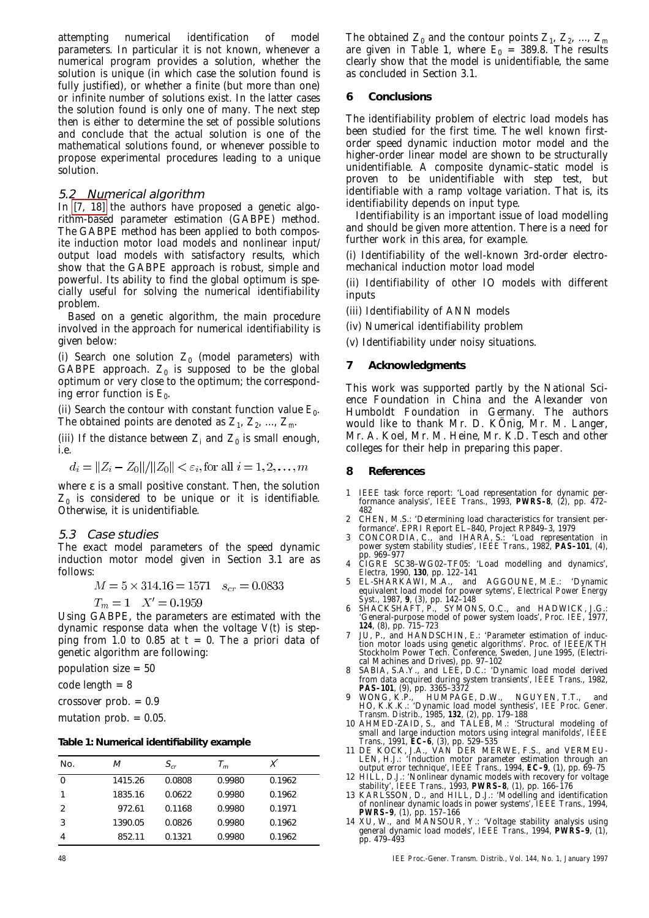attempting numerical identification of model parameters. In particular it is not known, whenever a numerical program provides a solution, whether the solution is unique (in which case the solution found is fully justified), or whether a finite (but more than one) or infinite number of solutions exist. In the latter cases the solution found is only one of many. The next step then is either to determine the set of possible solutions and conclude that the actual solution is one of the mathematical solutions found, or whenever possible to propose experimental procedures leading to a unique solution.

### *5.2 Numerical algorithm*

In [7, 18] the authors have proposed a genetic algorithm-based parameter estimation (GABPE) method. The GABPE method has been applied to both composite induction motor load models and nonlinear input/output load models with satisfactory results, which show that the GABPE approach is robust, simple and powerful. Its ability to find the global optimum is specially useful for solving the numerical identifiability problem.

Based on a genetic algorithm, the main procedure involved in the approach for numerical identifiability is given below:

(i) Search one solution $Z_0$ (model parameters) with GABPE approach. $Z_0$ is supposed to be the global optimum or very close to the optimum; the corresponding error function is $E_0$.

(ii) Search the contour with constant function value $E_0$. The obtained points are denoted as $Z_1$, $Z_2$, ..., $Z_m$.

(iii) If the distance between $Z_i$ and $Z_0$ is small enough, i.e.

$$d_i = \|Z_i - Z_0\|/\|Z_0\| < \varepsilon_i, \text{for all } i = 1, 2, \ldots, m$$

where ε is a small positive constant. Then, the solution $Z_0$ is considered to be unique or it is identifiable. Otherwise, it is unidentifiable.

### *5.3 Case studies*

The exact model parameters of the speed dynamic induction motor model given in Section 3.1 are as follows:

$$M = 5 \times 314.16 = 1571 \quad s_{cr} = 0.0833$$

$$T_m = 1 \quad X' = 0.1959$$

Using GABPE, the parameters are estimated with the dynamic response data when the voltage $V(t)$ is stepping from 1.0 to 0.85 at $t = 0$. The a priori data of genetic algorithm are following:

population size = 50

code length = 8

crossover prob. = 0.9

mutation prob. = 0.05.

**Table 1: Numerical identifiability example**

| No. | $M$ | $S_{cr}$ | $T_m$ | $X'$ |
|---|---|---|---|---|
| 0 | 1415.26 | 0.0808 | 0.9980 | 0.1962 |
| 1 | 1835.16 | 0.0622 | 0.9980 | 0.1962 |
| 2 | 972.61 | 0.1168 | 0.9980 | 0.1971 |
| 3 | 1390.05 | 0.0826 | 0.9980 | 0.1962 |
| 4 | 852.11 | 0.1321 | 0.9980 | 0.1962 |

The obtained $Z_0$ and the contour points $Z_1$, $Z_2$, ..., $Z_m$ are given in Table 1, where $E_0 = 389.8$. The results clearly show that the model is unidentifiable, the same as concluded in Section 3.1.

## 6 Conclusions

The identifiability problem of electric load models has been studied for the first time. The well known first-order speed dynamic induction motor model and the higher-order linear model are shown to be structurally unidentifiable. A composite dynamic–static model is proven to be unidentifiable with step test, but identifiable with a ramp voltage variation. That is, its identifiability depends on input type.

Identifiability is an important issue of load modelling and should be given more attention. There is a need for further work in this area, for example.

(i) Identifiability of the well-known 3rd-order electromechanical induction motor load model

(ii) Identifiability of other IO models with different inputs

(iii) Identifiability of ANN models

(iv) Numerical identifiability problem

(v) Identifiability under noisy situations.

## 7 Acknowledgments

This work was supported partly by the National Science Foundation in China and the Alexander von Humboldt Foundation in Germany. The authors would like to thank Mr. D. KÖnig, Mr. M. Langer, Mr. A. Koel, Mr. M. Heine, Mr. K.D. Tesch and other colleges for their help in preparing this paper.

## 8 References

1 IEEE task force report: 'Load representation for dynamic performance analysis', *IEEE Trans.*, 1993, **PWRS-8**, (2), pp. 472–482

2 CHEN, M.S.: 'Determining load characteristics for transient performance'. EPRI Report EL–840, Project RP849–3, 1979

3 CONCORDIA, C., and IHARA, S.: 'Load representation in power system stability studies', *IEEE Trans.*, 1982, **PAS-101**, (4), pp. 969–977

4 CIGRE SC38–WG02–TF05: 'Load modelling and dynamics', *Electra*, 1990, **130**, pp. 122–141

5 EL-SHARKAWI, M.A., and AGGOUNE, M.E.: 'Dynamic equivalent load model for power sytems', *Electrical Power Energy Syst.*, 1987, **9**, (3), pp. 142–148

6 SHACKSHAFT, P., SYMONS, O.C., and HADWICK, J.G.: 'General-purpose model of power system loads', *Proc. IEE*, 1977, **124**, (8), pp. 715–723

7 JU, P., and HANDSCHIN, E.: 'Parameter estimation of induction motor loads using genetic algorithms'. Proc. of IEEE/KTH Stockholm Power Tech. Conference, Sweden, June 1995, (Electrical Machines and Drives), pp. 97–102

8 SABIA, S.A.Y., and LEE, D.C.: 'Dynamic load model derived from data acquired during system transients', *IEEE Trans.*, 1982, **PAS-101**, (9), pp. 3365–3372

9 WONG, K.P., HUMPAGE, D.W., NGUYEN, T.T., and HO, K.K.K.: 'Dynamic load model synthesis', *IEE Proc. Gener. Transm. Distrib.*, 1985, **132**, (2), pp. 179–188

10 AHMED-ZAID, S., and TALEB, M.: 'Structural modeling of small and large induction motors using integral manifolds', *IEEE Trans.*, 1991, **EC-6**, (3), pp. 529–535

11 DE KOCK, J.A., VAN DER MERWE, F.S., and VERMEULEN, H.J.: 'Induction motor parameter estimation through an output error technique', *IEEE Trans.*, 1994, **EC-9**, (1), pp. 69–75

12 HILL, D.J.: 'Nonlinear dynamic models with recovery for voltage stability', *IEEE Trans.*, 1993, **PWRS-8**, (1), pp. 166–176

13 KARLSSON, D., and HILL, D.J.: 'Modelling and identification of nonlinear dynamic loads in power systems', *IEEE Trans.*, 1994, **PWRS-9**, (1), pp. 157–166

14 XU, W., and MANSOUR, Y.: 'Voltage stability analysis using general dynamic load models', *IEEE Trans.*, 1994, **PWRS-9**, (1), pp. 479–493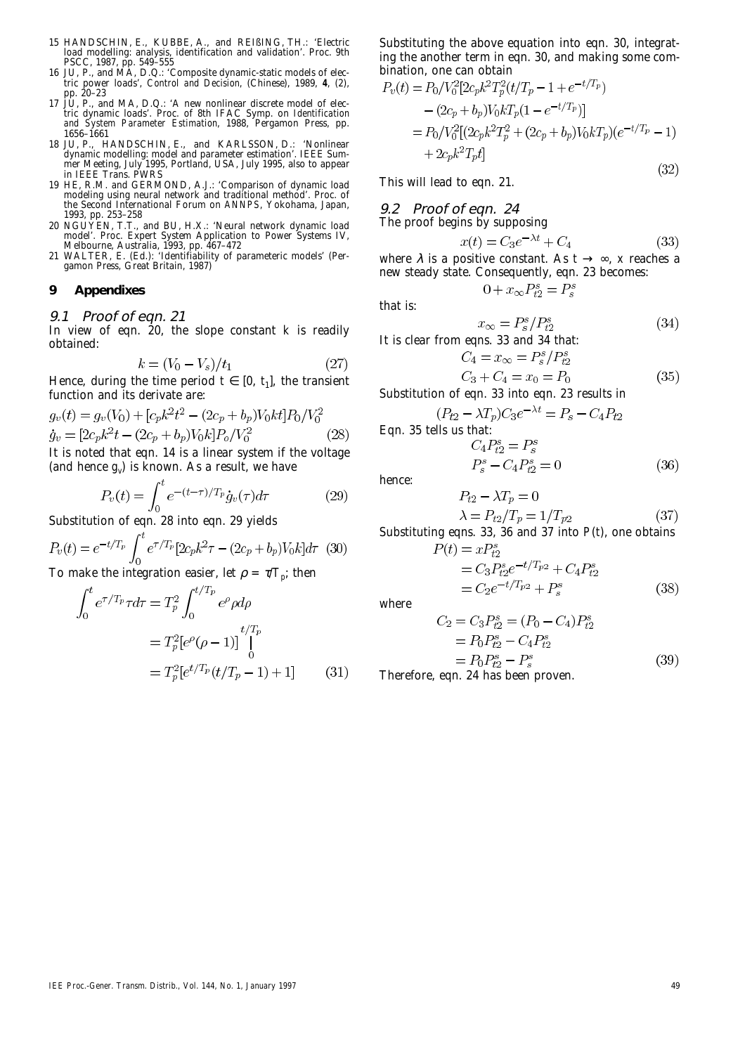15 HANDSCHIN, E., KUBBE, A., and REIßING, TH.: 'Electric load modelling: analysis, identification and validation'. Proc. 9th PSCC, 1987, pp. 549–555

16 JU, P., and MA, D.Q.: 'Composite dynamic-static models of electric power loads', Control and Decision, (Chinese), 1989, **4**, (2), pp. 20–23

17 JU, P., and MA, D.Q.: 'A new nonlinear discrete model of electric dynamic loads'. Proc. of 8th IFAC Symp. on Identification and System Parameter Estimation, 1988, Pergamon Press, pp. 1656–1661

18 JU, P., HANDSCHIN, E., and KARLSSON, D.: 'Nonlinear dynamic modelling: model and parameter estimation'. IEEE Summer Meeting, July 1995, Portland, USA, July 1995, also to appear in IEEE Trans. PWRS

19 HE, R.M. and GERMOND, A.J.: 'Comparison of dynamic load modeling using neural network and traditional method'. Proc. of the Second International Forum on ANNPS, Yokohama, Japan, 1993, pp. 253–258

20 NGUYEN, T.T., and BU, H.X.: 'Neural network dynamic load model'. Proc. Expert System Application to Power Systems IV, Melbourne, Australia, 1993, pp. 467–472

21 WALTER, E. (Ed.): 'Identifiability of parameteric models' (Pergamon Press, Great Britain, 1987)

## 9 Appendixes

### 9.1 Proof of eqn. 21

In view of eqn. 20, the slope constant $k$ is readily obtained:

$$k = (V_0 - V_s)/t_1 \tag{27}$$

Hence, during the time period $t \in [0, t_1]$, the transient function and its derivate are:

$$g_v(t) = g_v(V_0) + [c_p k^2 t^2 - (2c_p + b_p)V_0 kt]P_0/V_0^2$$
$$\dot{g}_v = [2c_p k^2 t - (2c_p + b_p)V_0 k]P_o/V_0^2 \tag{28}$$

It is noted that eqn. 14 is a linear system if the voltage (and hence $g_v$) is known. As a result, we have

$$P_v(t) = \int_0^t e^{-(t-\tau)/T_p}\dot{g}_v(\tau)d\tau \tag{29}$$

Substitution of eqn. 28 into eqn. 29 yields

$$P_v(t) = e^{-t/T_p}\int_0^t e^{\tau/T_p}[2c_p k^2\tau - (2c_p + b_p)V_0 k]d\tau \tag{30}$$

To make the integration easier, let $\rho = \tau/T_p$; then

$$\begin{aligned}\int_0^t e^{\tau/T_p}\tau d\tau &= T_p^2\int_0^{t/T_p} e^{\rho}\rho d\rho \\ &= T_p^2[e^{\rho}(\rho - 1)]\Big|_0^{t/T_p} \\ &= T_p^2[e^{t/T_p}(t/T_p - 1) + 1]\end{aligned} \tag{31}$$

Substituting the above equation into eqn. 30, integrating the another term in eqn. 30, and making some combination, one can obtain

$$\begin{aligned}P_v(t) &= P_0/V_0^2[2c_p k^2 T_p^2(t/T_p - 1 + e^{-t/T_p}) \\ &\quad - (2c_p + b_p)V_0 k T_p(1 - e^{-t/T_p})] \\ &= P_0/V_0^2[(2c_p k^2 T_p^2 + (2c_p + b_p)V_0 k T_p)(e^{-t/T_p} - 1) \\ &\quad + 2c_p k^2 T_p t]\end{aligned} \tag{32}$$

This will lead to eqn. 21.

### 9.2 Proof of eqn. 24

The proof begins by supposing

$$x(t) = C_3 e^{-\lambda t} + C_4 \tag{33}$$

where $\lambda$ is a positive constant. As $t \to \infty$, $x$ reaches a new steady state. Consequently, eqn. 23 becomes:

$$0 + x_\infty P_{t2}^s = P_s^s$$

that is:

$$x_\infty = P_s^s/P_{t2}^s \tag{34}$$

It is clear from eqns. 33 and 34 that:

$$C_4 = x_\infty = P_s^s/P_{t2}^s$$
$$C_3 + C_4 = x_0 = P_0 \tag{35}$$

Substitution of eqn. 33 into eqn. 23 results in

$$(P_{t2} - \lambda T_p)C_3 e^{-\lambda t} = P_s - C_4 P_{t2}$$

Eqn. 35 tells us that:

$$C_4 P_{t2}^s = P_s^s$$
$$P_s^s - C_4 P_{t2}^s = 0 \tag{36}$$

hence:

$$P_{t2} - \lambda T_p = 0$$
$$\lambda = P_{t2}/T_p = 1/T_{p2} \tag{37}$$

Substituting eqns. 33, 36 and 37 into $P(t)$, one obtains

$$\begin{aligned}P(t) &= x P_{t2}^s \\ &= C_3 P_{t2}^s e^{-t/T_{p2}} + C_4 P_{t2}^s \\ &= C_2 e^{-t/T_{p2}} + P_s^s\end{aligned} \tag{38}$$

where

$$\begin{aligned}C_2 &= C_3 P_{t2}^s = (P_0 - C_4)P_{t2}^s \\ &= P_0 P_{t2}^s - C_4 P_{t2}^s \\ &= P_0 P_{t2}^s - P_s^s\end{aligned} \tag{39}$$

Therefore, eqn. 24 has been proven.